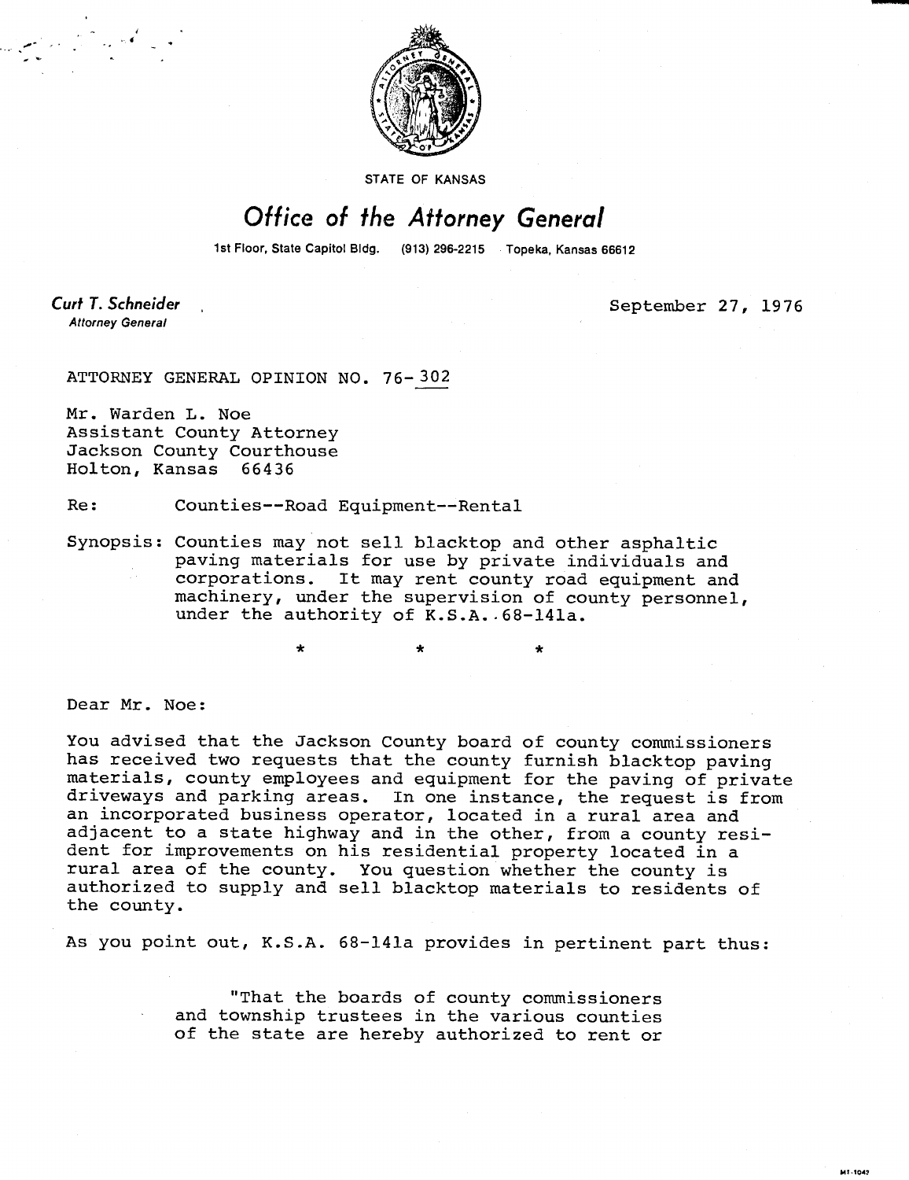STATE OF KANSAS

# Office of the Attorney General

1st Floor, State Capitol Bldg. (913) 296-2215 Topeka, Kansas 66612

**Curt T. Schneider**
*Attorney General*

September 27, 1976

ATTORNEY GENERAL OPINION NO. 76-302

Mr. Warden L. Noe
Assistant County Attorney
Jackson County Courthouse
Holton, Kansas 66436

Re: Counties--Road Equipment--Rental

Synopsis: Counties may not sell blacktop and other asphaltic paving materials for use by private individuals and corporations. It may rent county road equipment and machinery, under the supervision of county personnel, under the authority of K.S.A. 68-141a.

\* \* \*

Dear Mr. Noe:

You advised that the Jackson County board of county commissioners has received two requests that the county furnish blacktop paving materials, county employees and equipment for the paving of private driveways and parking areas. In one instance, the request is from an incorporated business operator, located in a rural area and adjacent to a state highway and in the other, from a county resident for improvements on his residential property located in a rural area of the county. You question whether the county is authorized to supply and sell blacktop materials to residents of the county.

As you point out, K.S.A. 68-141a provides in pertinent part thus:

> "That the boards of county commissioners and township trustees in the various counties of the state are hereby authorized to rent or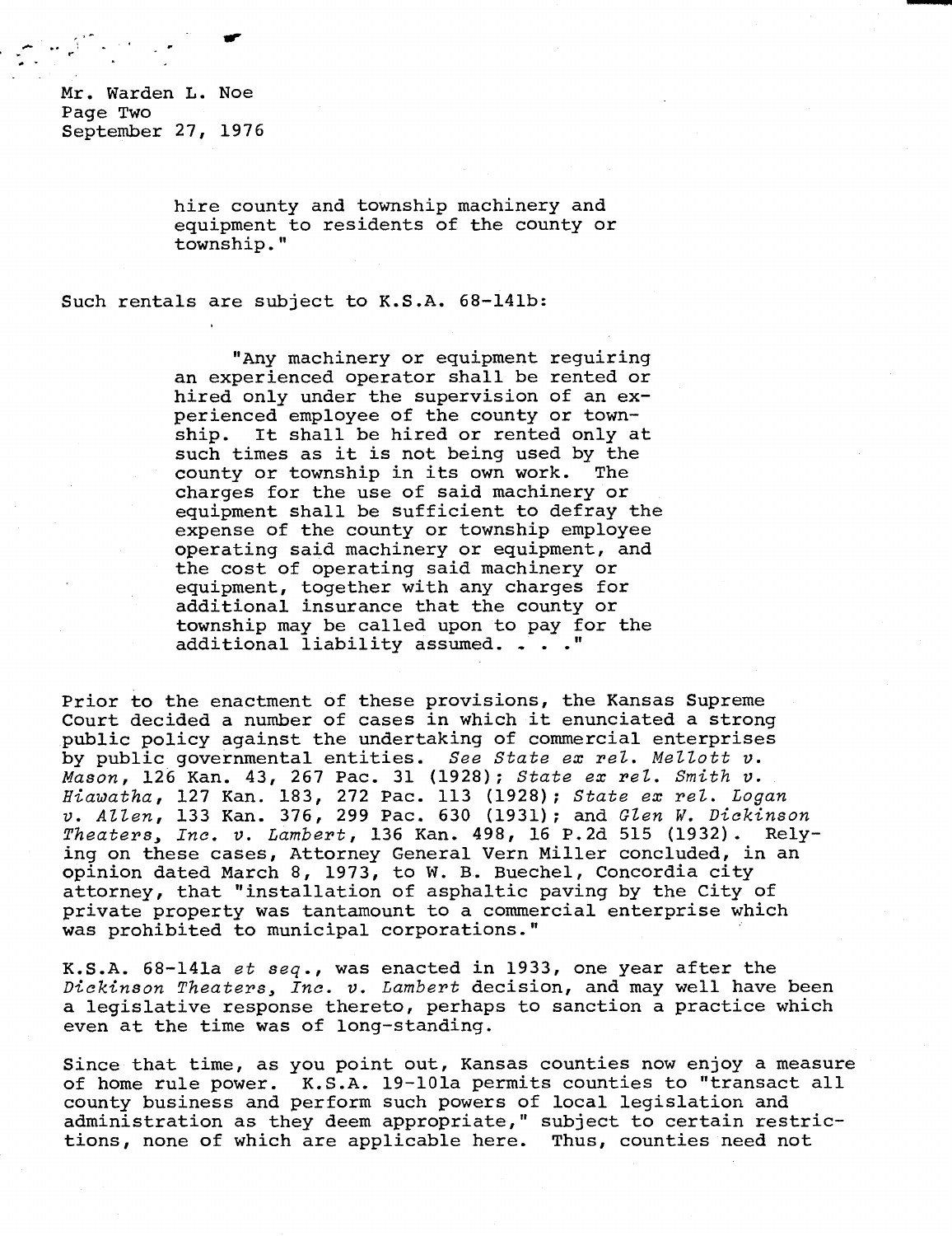hire county and township machinery and equipment to residents of the county or township."

Such rentals are subject to K.S.A. 68-141b:

> "Any machinery or equipment requiring an experienced operator shall be rented or hired only under the supervision of an experienced employee of the county or township. It shall be hired or rented only at such times as it is not being used by the county or township in its own work. The charges for the use of said machinery or equipment shall be sufficient to defray the expense of the county or township employee operating said machinery or equipment, and the cost of operating said machinery or equipment, together with any charges for additional insurance that the county or township may be called upon to pay for the additional liability assumed. . . ."

Prior to the enactment of these provisions, the Kansas Supreme Court decided a number of cases in which it enunciated a strong public policy against the undertaking of commercial enterprises by public governmental entities. *See State ex rel. Mellott v. Mason*, 126 Kan. 43, 267 Pac. 31 (1928); *State ex rel. Smith v. Hiawatha*, 127 Kan. 183, 272 Pac. 113 (1928); *State ex rel. Logan v. Allen*, 133 Kan. 376, 299 Pac. 630 (1931); and *Glen W. Dickinson Theaters, Inc. v. Lambert*, 136 Kan. 498, 16 P.2d 515 (1932). Relying on these cases, Attorney General Vern Miller concluded, in an opinion dated March 8, 1973, to W. B. Buechel, Concordia city attorney, that "installation of asphaltic paving by the City of private property was tantamount to a commercial enterprise which was prohibited to municipal corporations."

K.S.A. 68-141a *et seq.*, was enacted in 1933, one year after the *Dickinson Theaters, Inc. v. Lambert* decision, and may well have been a legislative response thereto, perhaps to sanction a practice which even at the time was of long-standing.

Since that time, as you point out, Kansas counties now enjoy a measure of home rule power. K.S.A. 19-101a permits counties to "transact all county business and perform such powers of local legislation and administration as they deem appropriate," subject to certain restrictions, none of which are applicable here. Thus, counties need not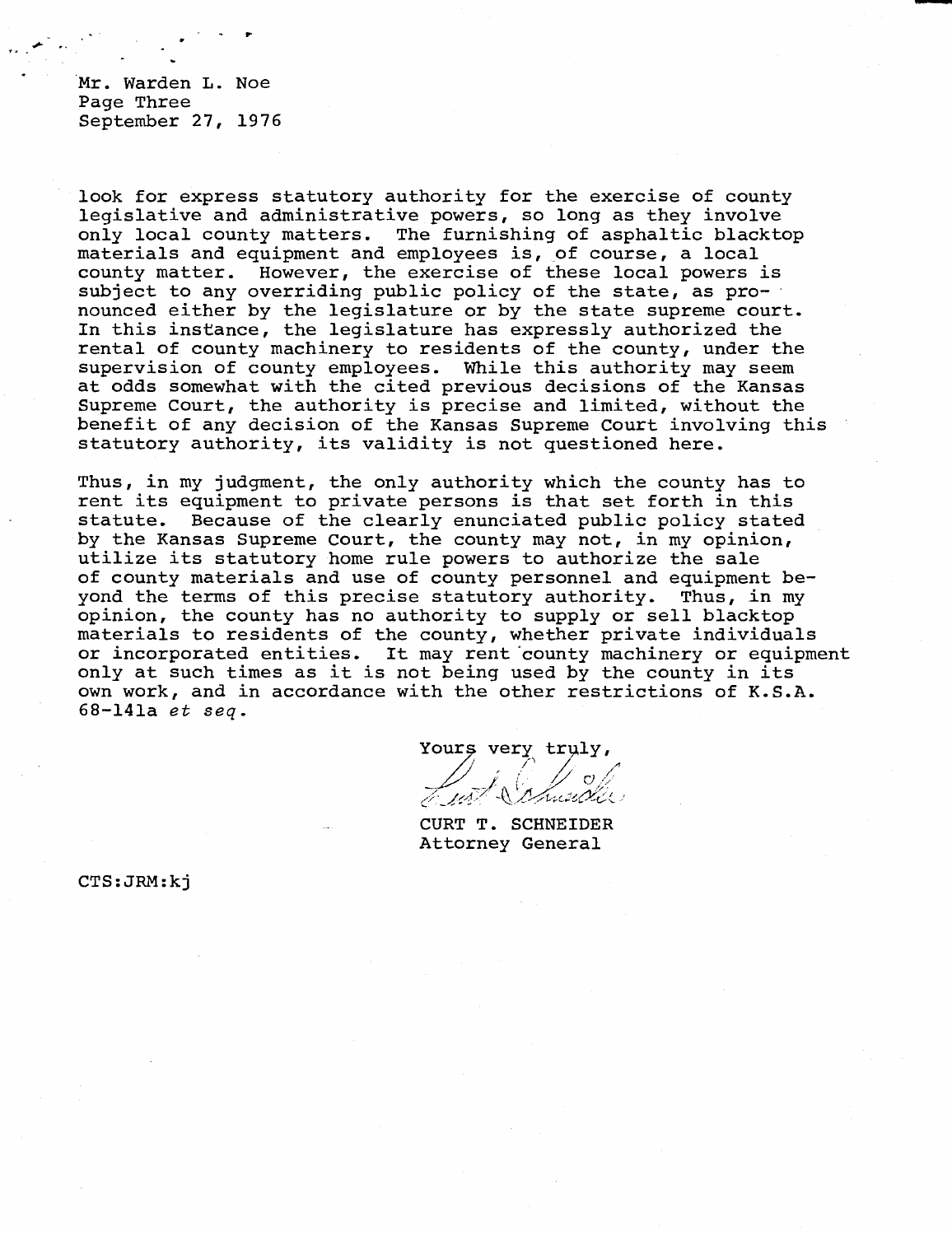Mr. Warden L. Noe
Page Three
September 27, 1976

look for express statutory authority for the exercise of county legislative and administrative powers, so long as they involve only local county matters. The furnishing of asphaltic blacktop materials and equipment and employees is, of course, a local county matter. However, the exercise of these local powers is subject to any overriding public policy of the state, as pronounced either by the legislature or by the state supreme court. In this instance, the legislature has expressly authorized the rental of county machinery to residents of the county, under the supervision of county employees. While this authority may seem at odds somewhat with the cited previous decisions of the Kansas Supreme Court, the authority is precise and limited, without the benefit of any decision of the Kansas Supreme Court involving this statutory authority, its validity is not questioned here.

Thus, in my judgment, the only authority which the county has to rent its equipment to private persons is that set forth in this statute. Because of the clearly enunciated public policy stated by the Kansas Supreme Court, the county may not, in my opinion, utilize its statutory home rule powers to authorize the sale of county materials and use of county personnel and equipment beyond the terms of this precise statutory authority. Thus, in my opinion, the county has no authority to supply or sell blacktop materials to residents of the county, whether private individuals or incorporated entities. It may rent county machinery or equipment only at such times as it is not being used by the county in its own work, and in accordance with the other restrictions of K.S.A. 68-141a *et seq*.

Yours very truly,

CURT T. SCHNEIDER
Attorney General

CTS:JRM:kj